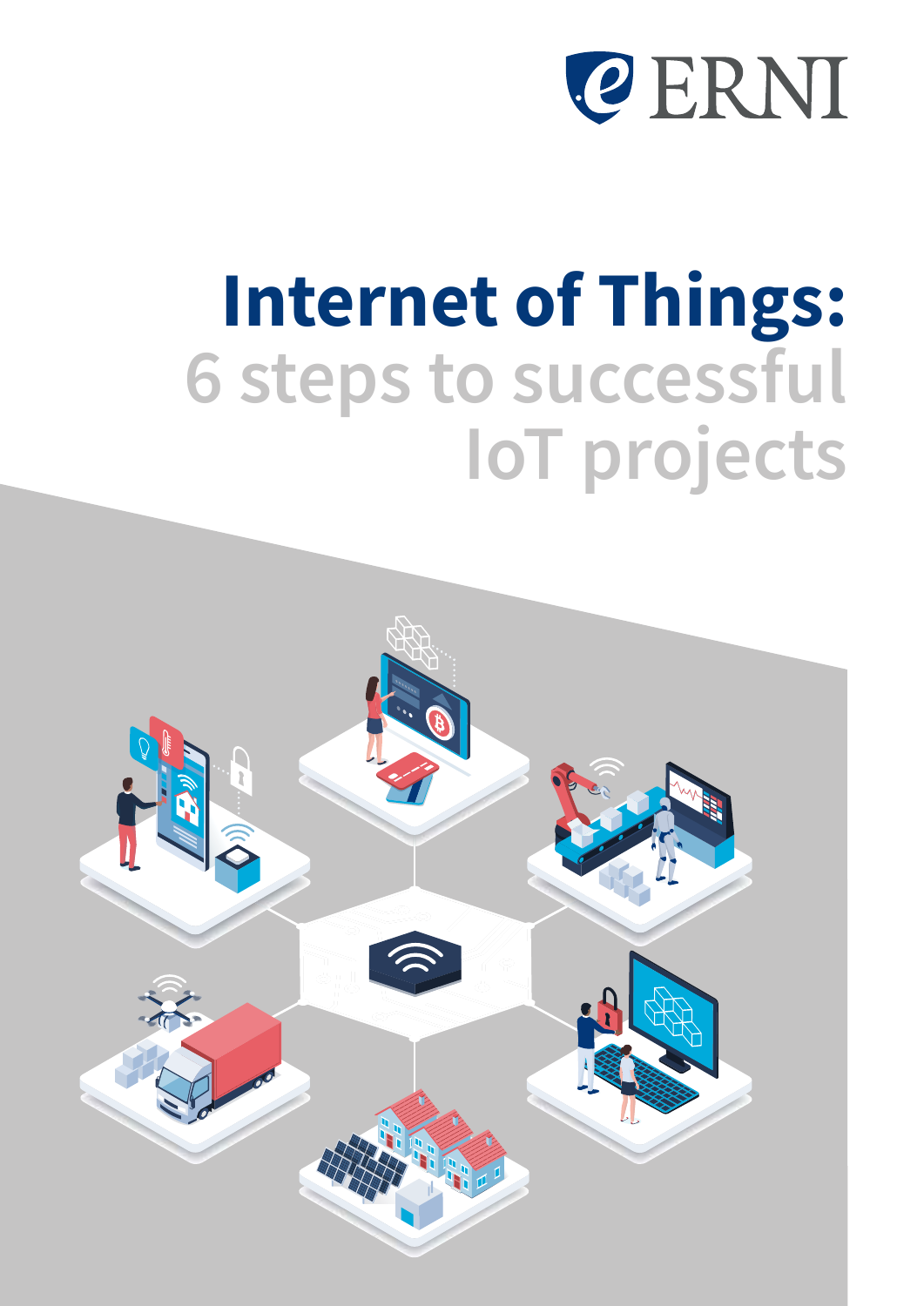ERNI

# Internet of Things:

## 6 steps to successful IoT projects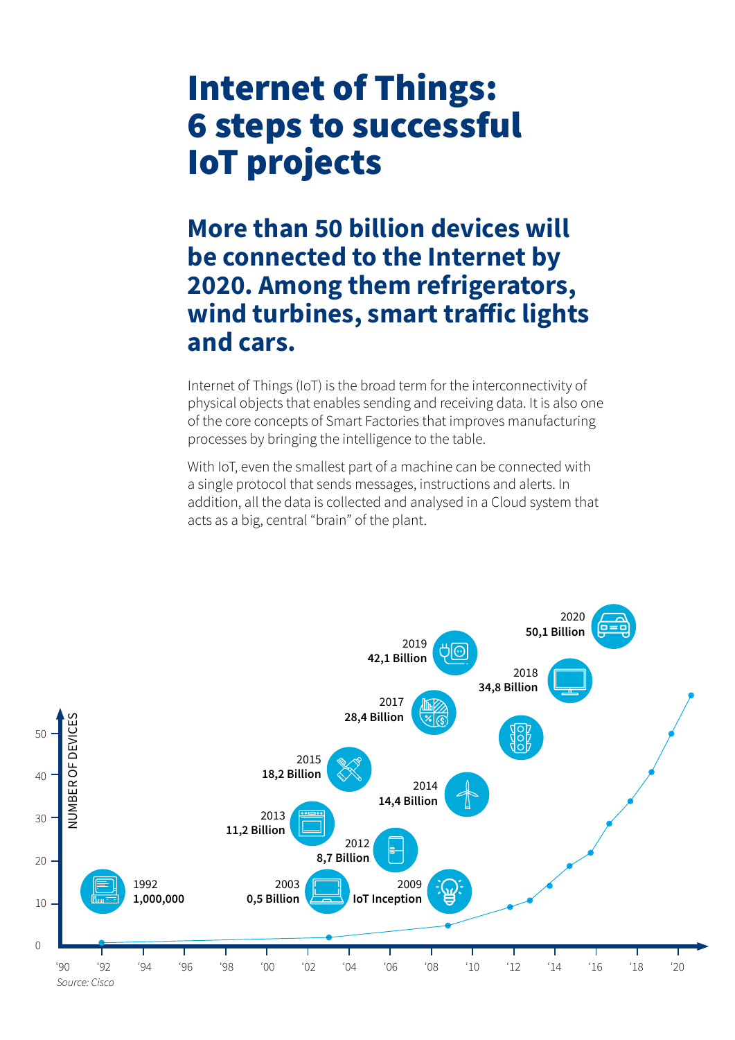# Internet of Things: 6 steps to successful IoT projects

## More than 50 billion devices will be connected to the Internet by 2020. Among them refrigerators, wind turbines, smart traffic lights and cars.

Internet of Things (IoT) is the broad term for the interconnectivity of physical objects that enables sending and receiving data. It is also one of the core concepts of Smart Factories that improves manufacturing processes by bringing the intelligence to the table.

With IoT, even the smallest part of a machine can be connected with a single protocol that sends messages, instructions and alerts. In addition, all the data is collected and analysed in a Cloud system that acts as a big, central "brain" of the plant.

1992 **1,000,000**

2003 **0,5 Billion**

2009 **IoT Inception**

2012 **8,7 Billion**

2013 **11,2 Billion**

2014 **14,4 Billion**

2015 **18,2 Billion**

2017 **28,4 Billion**

2018 **34,8 Billion**

2019 **42,1 Billion**

2020 **50,1 Billion**

NUMBER OF DEVICES

*Source: Cisco*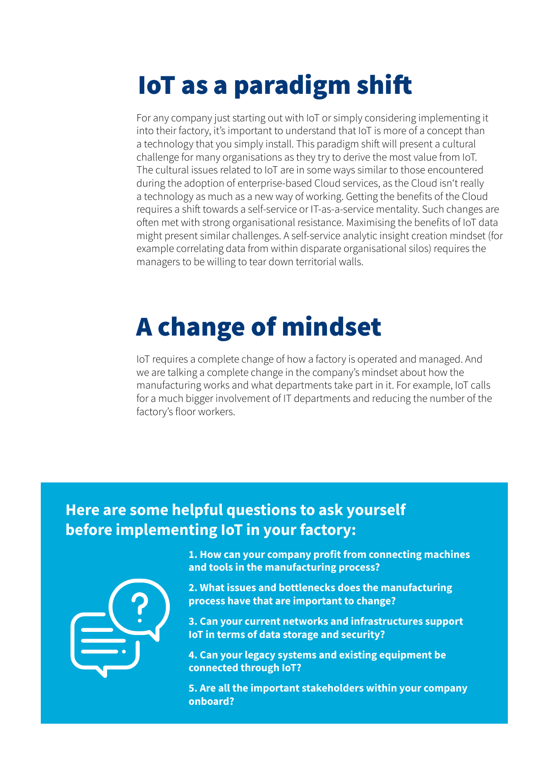# IoT as a paradigm shift

For any company just starting out with IoT or simply considering implementing it into their factory, it's important to understand that IoT is more of a concept than a technology that you simply install. This paradigm shift will present a cultural challenge for many organisations as they try to derive the most value from IoT. The cultural issues related to IoT are in some ways similar to those encountered during the adoption of enterprise-based Cloud services, as the Cloud isn't really a technology as much as a new way of working. Getting the benefits of the Cloud requires a shift towards a self-service or IT-as-a-service mentality. Such changes are often met with strong organisational resistance. Maximising the benefits of IoT data might present similar challenges. A self-service analytic insight creation mindset (for example correlating data from within disparate organisational silos) requires the managers to be willing to tear down territorial walls.

# A change of mindset

IoT requires a complete change of how a factory is operated and managed. And we are talking a complete change in the company's mindset about how the manufacturing works and what departments take part in it. For example, IoT calls for a much bigger involvement of IT departments and reducing the number of the factory's floor workers.

## Here are some helpful questions to ask yourself before implementing IoT in your factory:

**1. How can your company profit from connecting machines and tools in the manufacturing process?**

**2. What issues and bottlenecks does the manufacturing process have that are important to change?**

**3. Can your current networks and infrastructures support IoT in terms of data storage and security?**

**4. Can your legacy systems and existing equipment be connected through IoT?**

**5. Are all the important stakeholders within your company onboard?**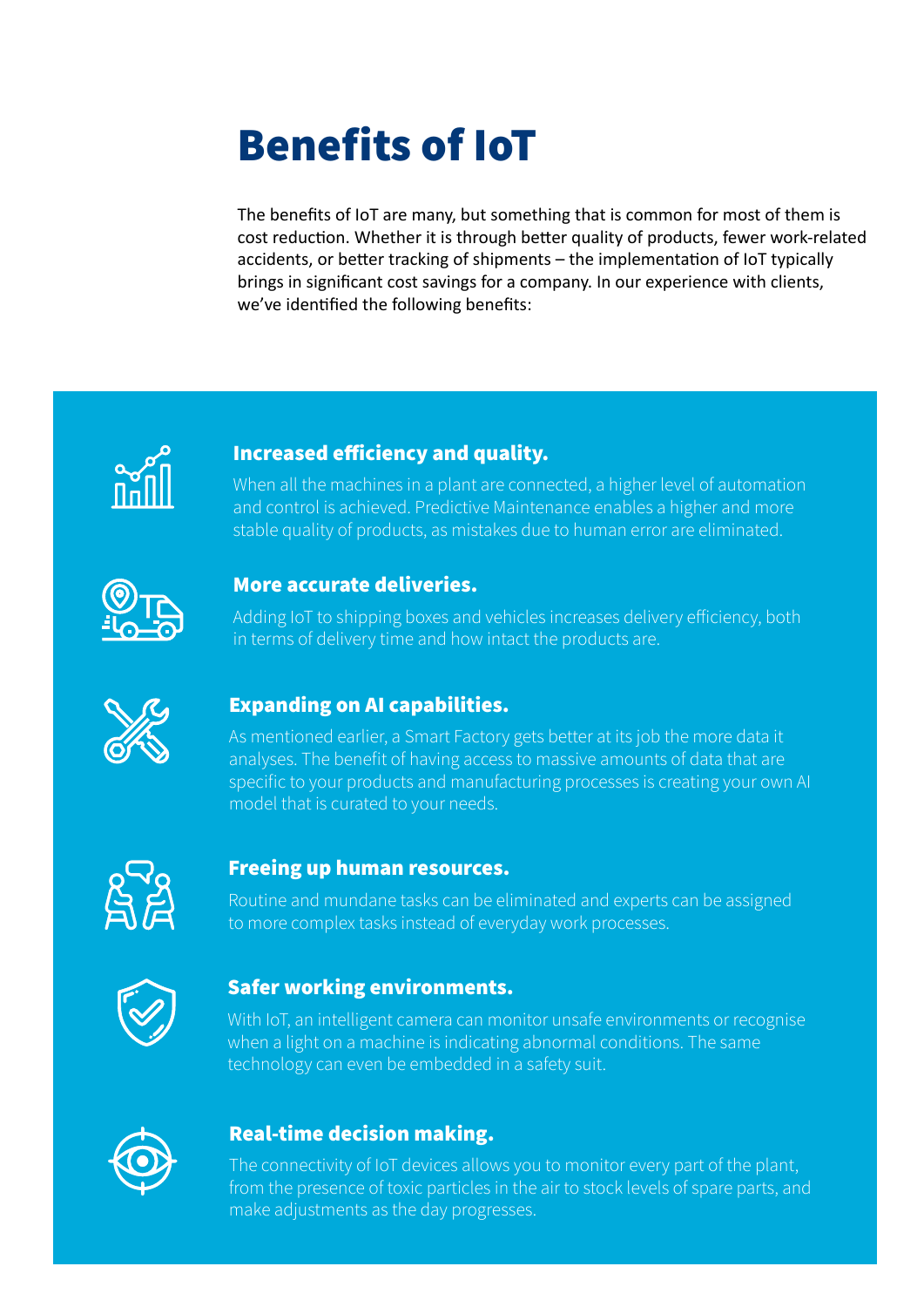# Benefits of IoT

The benefits of IoT are many, but something that is common for most of them is cost reduction. Whether it is through better quality of products, fewer work-related accidents, or better tracking of shipments – the implementation of IoT typically brings in significant cost savings for a company. In our experience with clients, we've identified the following benefits:

### Increased efficiency and quality.

When all the machines in a plant are connected, a higher level of automation and control is achieved. Predictive Maintenance enables a higher and more stable quality of products, as mistakes due to human error are eliminated.

### More accurate deliveries.

Adding IoT to shipping boxes and vehicles increases delivery efficiency, both in terms of delivery time and how intact the products are.

### Expanding on AI capabilities.

As mentioned earlier, a Smart Factory gets better at its job the more data it analyses. The benefit of having access to massive amounts of data that are specific to your products and manufacturing processes is creating your own AI model that is curated to your needs.

### Freeing up human resources.

Routine and mundane tasks can be eliminated and experts can be assigned to more complex tasks instead of everyday work processes.

### Safer working environments.

With IoT, an intelligent camera can monitor unsafe environments or recognise when a light on a machine is indicating abnormal conditions. The same technology can even be embedded in a safety suit.

### Real-time decision making.

The connectivity of IoT devices allows you to monitor every part of the plant, from the presence of toxic particles in the air to stock levels of spare parts, and make adjustments as the day progresses.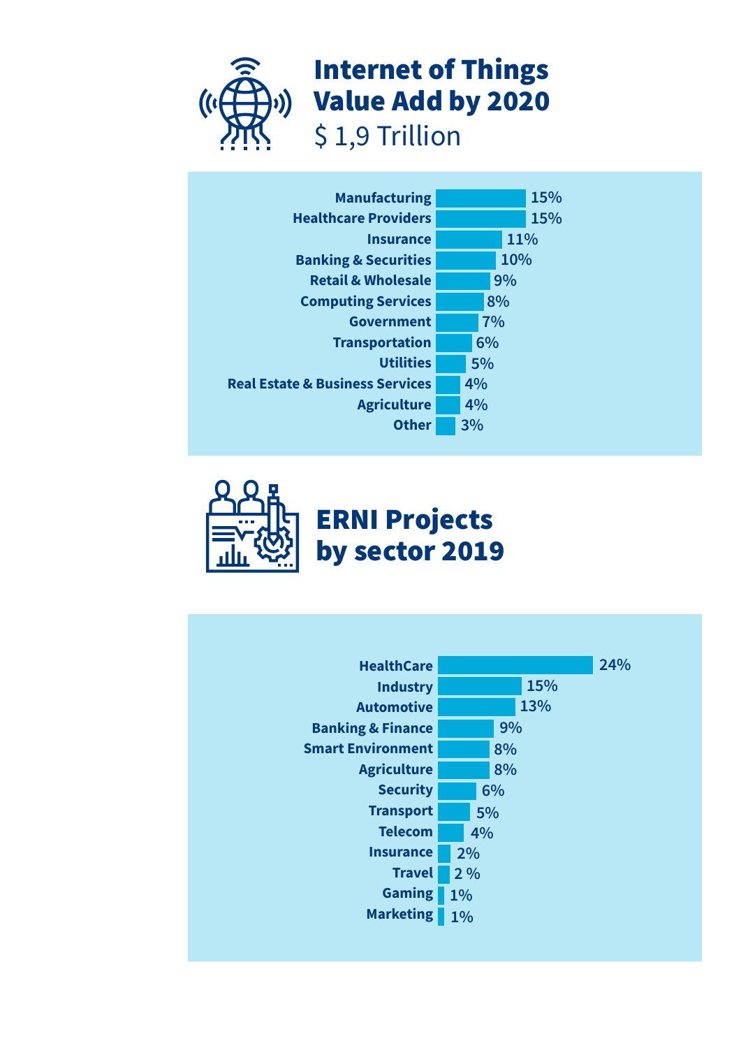# Internet of Things Value Add by 2020

$ 1,9 Trillion

| Sector | Share |
|---|---|
| Manufacturing | 15% |
| Healthcare Providers | 15% |
| Insurance | 11% |
| Banking & Securities | 10% |
| Retail & Wholesale | 9% |
| Computing Services | 8% |
| Government | 7% |
| Transportation | 6% |
| Utilities | 5% |
| Real Estate & Business Services | 4% |
| Agriculture | 4% |
| Other | 3% |

# ERNI Projects by sector 2019

| Sector | Share |
|---|---|
| HealthCare | 24% |
| Industry | 15% |
| Automotive | 13% |
| Banking & Finance | 9% |
| Smart Environment | 8% |
| Agriculture | 8% |
| Security | 6% |
| Transport | 5% |
| Telecom | 4% |
| Insurance | 2% |
| Travel | 2 % |
| Gaming | 1% |
| Marketing | 1% |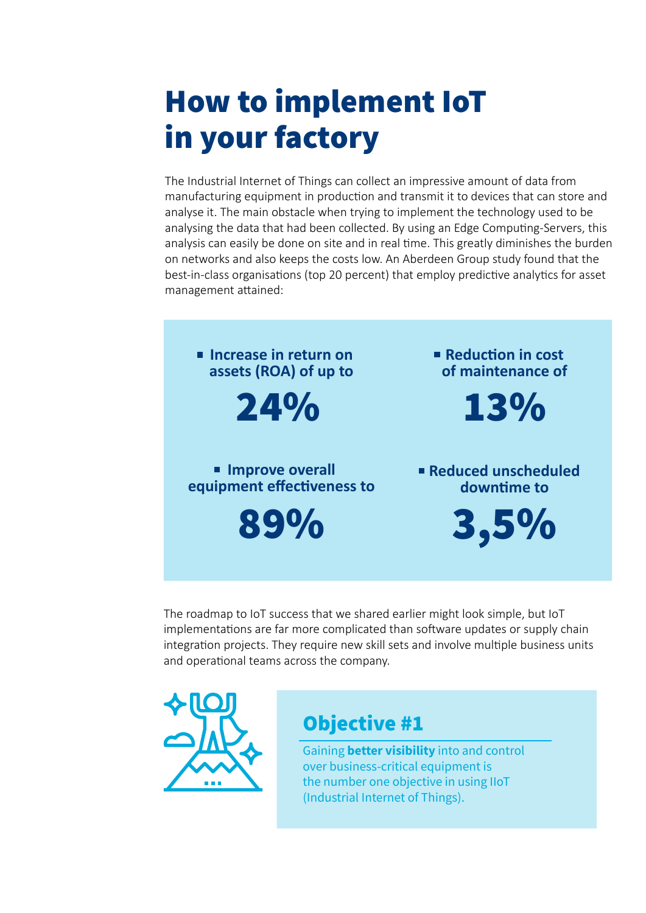# How to implement IoT in your factory

The Industrial Internet of Things can collect an impressive amount of data from manufacturing equipment in production and transmit it to devices that can store and analyse it. The main obstacle when trying to implement the technology used to be analysing the data that had been collected. By using an Edge Computing-Servers, this analysis can easily be done on site and in real time. This greatly diminishes the burden on networks and also keeps the costs low. An Aberdeen Group study found that the best-in-class organisations (top 20 percent) that employ predictive analytics for asset management attained:

- **Increase in return on assets (ROA) of up to**

  **24%**

- **Reduction in cost of maintenance of**

  **13%**

- **Improve overall equipment effectiveness to**

  **89%**

- **Reduced unscheduled downtime to**

  **3,5%**

The roadmap to IoT success that we shared earlier might look simple, but IoT implementations are far more complicated than software updates or supply chain integration projects. They require new skill sets and involve multiple business units and operational teams across the company.

## Objective #1

Gaining **better visibility** into and control over business-critical equipment is the number one objective in using IIoT (Industrial Internet of Things).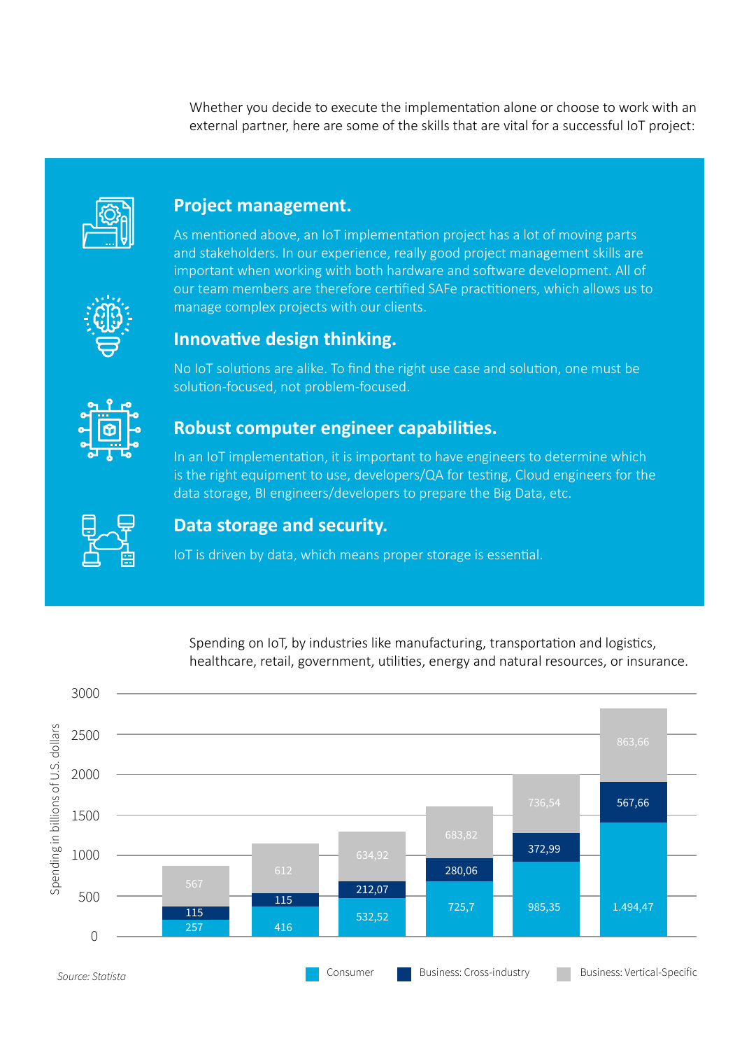Whether you decide to execute the implementation alone or choose to work with an external partner, here are some of the skills that are vital for a successful IoT project:

## Project management.

As mentioned above, an IoT implementation project has a lot of moving parts and stakeholders. In our experience, really good project management skills are important when working with both hardware and software development. All of our team members are therefore certified SAFe practitioners, which allows us to manage complex projects with our clients.

## Innovative design thinking.

No IoT solutions are alike. To find the right use case and solution, one must be solution-focused, not problem-focused.

## Robust computer engineer capabilities.

In an IoT implementation, it is important to have engineers to determine which is the right equipment to use, developers/QA for testing, Cloud engineers for the data storage, BI engineers/developers to prepare the Big Data, etc.

## Data storage and security.

IoT is driven by data, which means proper storage is essential.

Spending on IoT, by industries like manufacturing, transportation and logistics, healthcare, retail, government, utilities, energy and natural resources, or insurance.

Spending in billions of U.S. dollars

| Consumer | Business: Cross-industry | Business: Vertical-Specific |
|---|---|---|
| 257 | 115 | 567 |
| 416 | 115 | 612 |
| 532,52 | 212,07 | 634,92 |
| 725,7 | 280,06 | 683,82 |
| 985,35 | 372,99 | 736,54 |
| 1.494,47 | 567,66 | 863,66 |

*Source: Statista*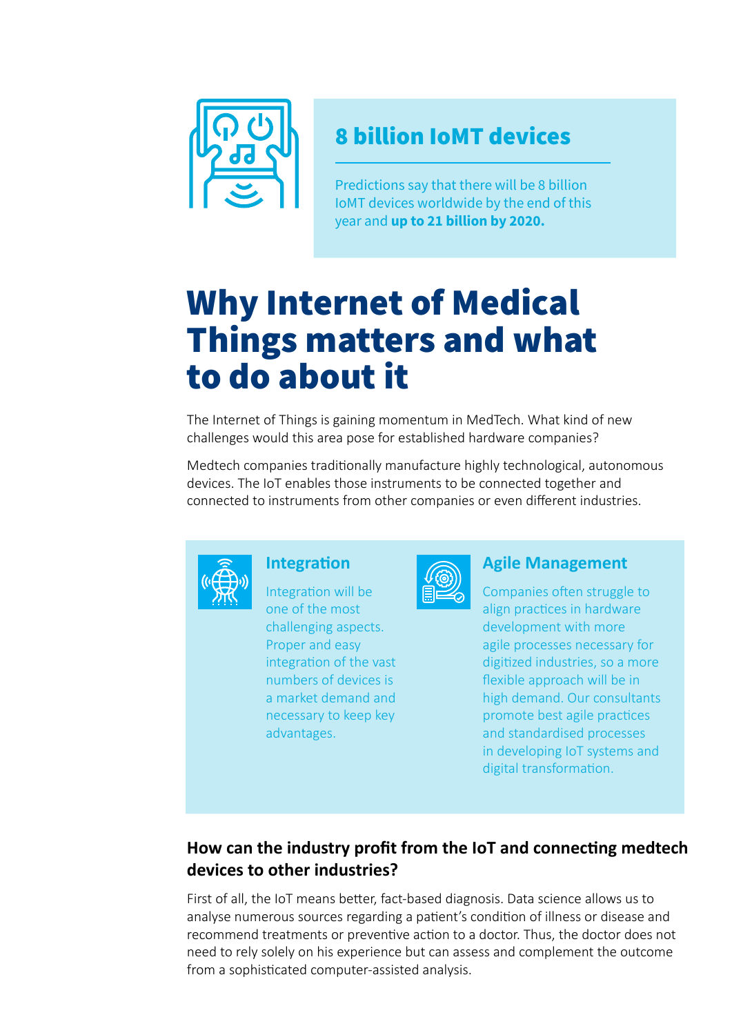### 8 billion IoMT devices

Predictions say that there will be 8 billion IoMT devices worldwide by the end of this year and **up to 21 billion by 2020.**

# Why Internet of Medical Things matters and what to do about it

The Internet of Things is gaining momentum in MedTech. What kind of new challenges would this area pose for established hardware companies?

Medtech companies traditionally manufacture highly technological, autonomous devices. The IoT enables those instruments to be connected together and connected to instruments from other companies or even different industries.

### Integration

Integration will be one of the most challenging aspects. Proper and easy integration of the vast numbers of devices is a market demand and necessary to keep key advantages.

### Agile Management

Companies often struggle to align practices in hardware development with more agile processes necessary for digitized industries, so a more flexible approach will be in high demand. Our consultants promote best agile practices and standardised processes in developing IoT systems and digital transformation.

### How can the industry profit from the IoT and connecting medtech devices to other industries?

First of all, the IoT means better, fact-based diagnosis. Data science allows us to analyse numerous sources regarding a patient's condition of illness or disease and recommend treatments or preventive action to a doctor. Thus, the doctor does not need to rely solely on his experience but can assess and complement the outcome from a sophisticated computer-assisted analysis.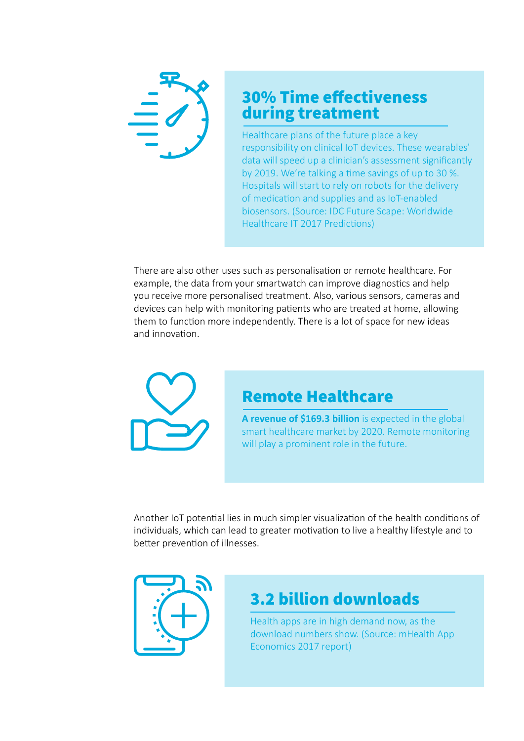## 30% Time effectiveness during treatment

Healthcare plans of the future place a key responsibility on clinical IoT devices. These wearables' data will speed up a clinician's assessment significantly by 2019. We're talking a time savings of up to 30 %. Hospitals will start to rely on robots for the delivery of medication and supplies and as IoT-enabled biosensors. (Source: IDC Future Scape: Worldwide Healthcare IT 2017 Predictions)

There are also other uses such as personalisation or remote healthcare. For example, the data from your smartwatch can improve diagnostics and help you receive more personalised treatment. Also, various sensors, cameras and devices can help with monitoring patients who are treated at home, allowing them to function more independently. There is a lot of space for new ideas and innovation.

## Remote Healthcare

**A revenue of $169.3 billion** is expected in the global smart healthcare market by 2020. Remote monitoring will play a prominent role in the future.

Another IoT potential lies in much simpler visualization of the health conditions of individuals, which can lead to greater motivation to live a healthy lifestyle and to better prevention of illnesses.

## 3.2 billion downloads

Health apps are in high demand now, as the download numbers show. (Source: mHealth App Economics 2017 report)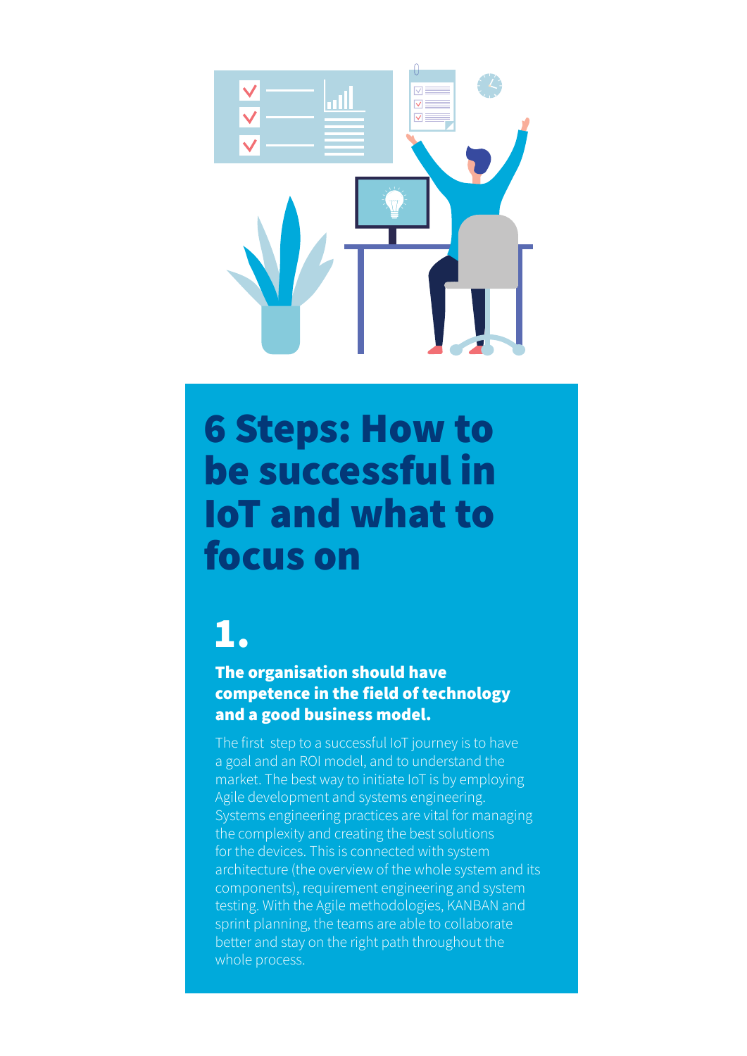# 6 Steps: How to be successful in IoT and what to focus on

## 1.

**The organisation should have competence in the field of technology and a good business model.**

The first step to a successful IoT journey is to have a goal and an ROI model, and to understand the market. The best way to initiate IoT is by employing Agile development and systems engineering. Systems engineering practices are vital for managing the complexity and creating the best solutions for the devices. This is connected with system architecture (the overview of the whole system and its components), requirement engineering and system testing. With the Agile methodologies, KANBAN and sprint planning, the teams are able to collaborate better and stay on the right path throughout the whole process.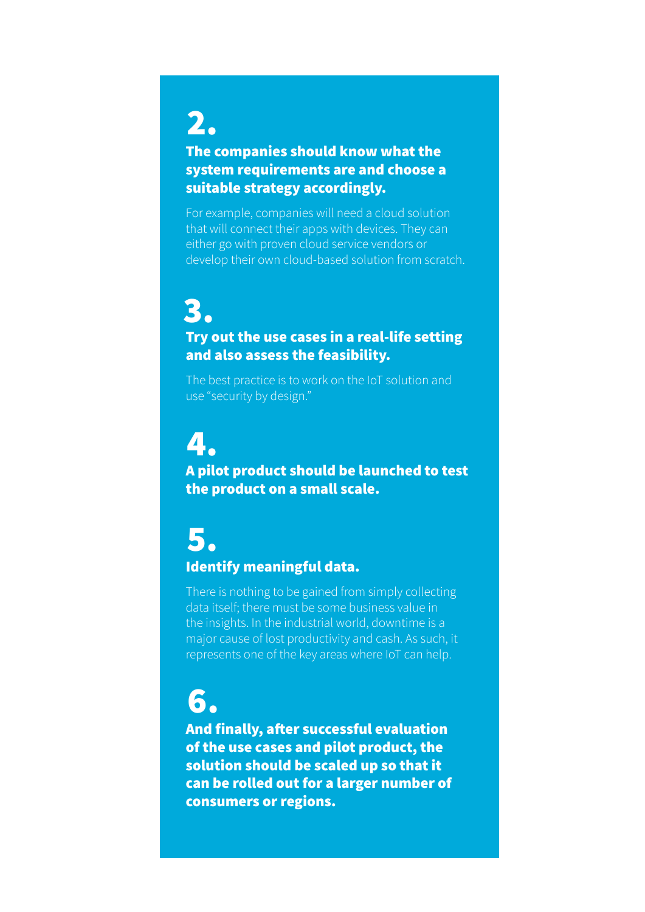## 2.

**The companies should know what the system requirements are and choose a suitable strategy accordingly.**

For example, companies will need a cloud solution that will connect their apps with devices. They can either go with proven cloud service vendors or develop their own cloud-based solution from scratch.

## 3.

**Try out the use cases in a real-life setting and also assess the feasibility.**

The best practice is to work on the IoT solution and use "security by design."

## 4.

**A pilot product should be launched to test the product on a small scale.**

## 5.

**Identify meaningful data.**

There is nothing to be gained from simply collecting data itself; there must be some business value in the insights. In the industrial world, downtime is a major cause of lost productivity and cash. As such, it represents one of the key areas where IoT can help.

## 6.

**And finally, after successful evaluation of the use cases and pilot product, the solution should be scaled up so that it can be rolled out for a larger number of consumers or regions.**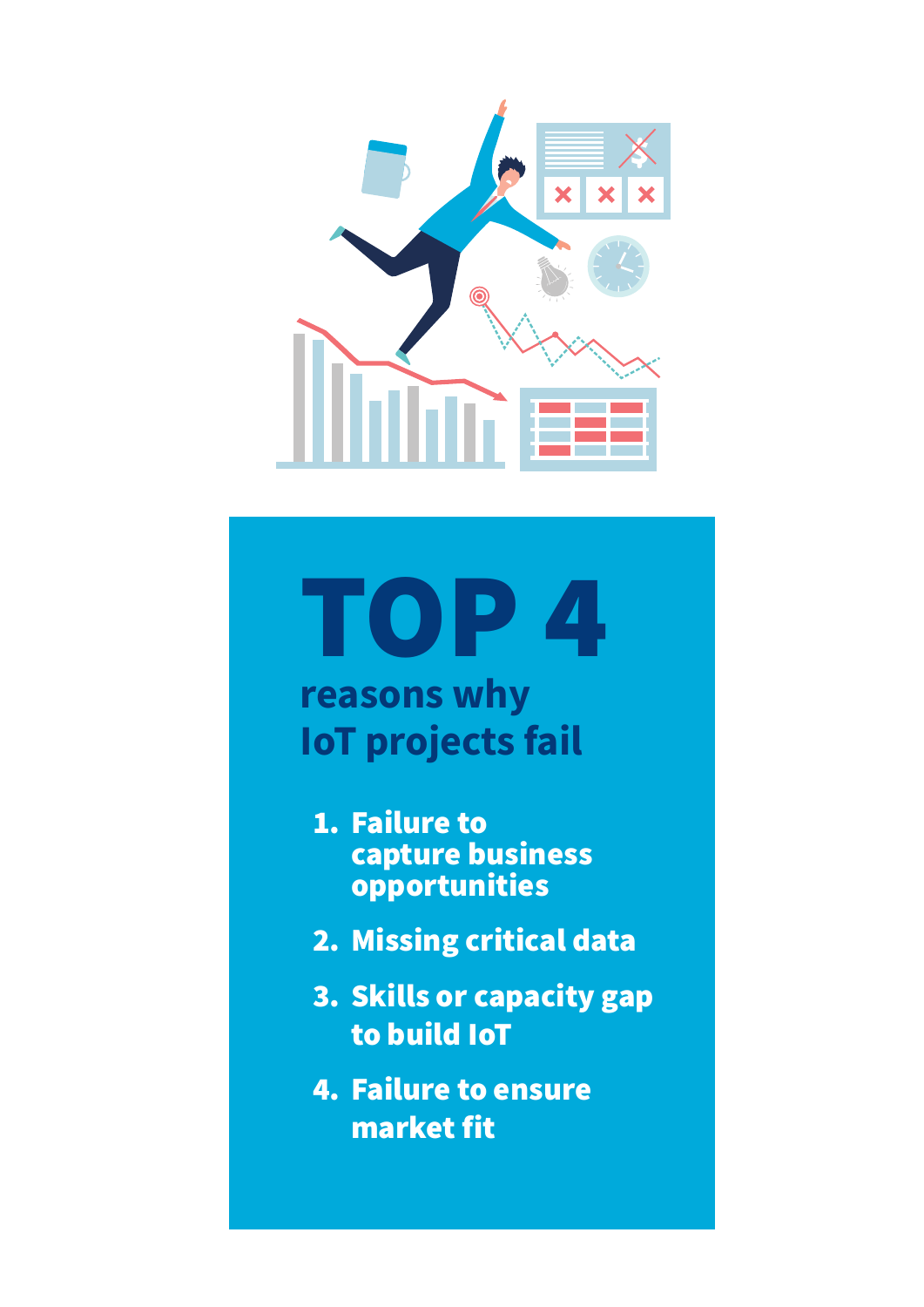# TOP 4

## reasons why IoT projects fail

1. **Failure to capture business opportunities**
2. **Missing critical data**
3. **Skills or capacity gap to build IoT**
4. **Failure to ensure market fit**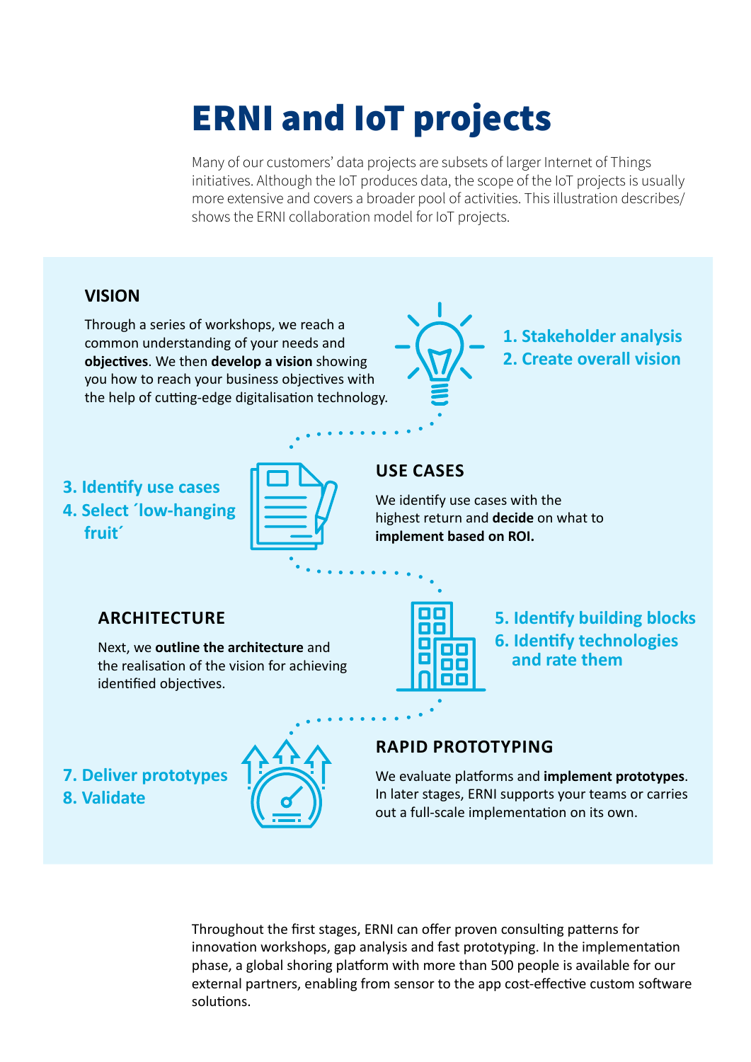# ERNI and IoT projects

Many of our customers' data projects are subsets of larger Internet of Things initiatives. Although the IoT produces data, the scope of the IoT projects is usually more extensive and covers a broader pool of activities. This illustration describes/shows the ERNI collaboration model for IoT projects.

## VISION

Through a series of workshops, we reach a common understanding of your needs and **objectives**. We then **develop a vision** showing you how to reach your business objectives with the help of cutting-edge digitalisation technology.

1. Stakeholder analysis
2. Create overall vision

## USE CASES

We identify use cases with the highest return and **decide** on what to **implement based on ROI.**

3. Identify use cases
4. Select ´low-hanging fruit´

## ARCHITECTURE

Next, we **outline the architecture** and the realisation of the vision for achieving identified objectives.

5. Identify building blocks
6. Identify technologies and rate them

## RAPID PROTOTYPING

We evaluate platforms and **implement prototypes**. In later stages, ERNI supports your teams or carries out a full-scale implementation on its own.

7. Deliver prototypes
8. Validate

Throughout the first stages, ERNI can offer proven consulting patterns for innovation workshops, gap analysis and fast prototyping. In the implementation phase, a global shoring platform with more than 500 people is available for our external partners, enabling from sensor to the app cost-effective custom software solutions.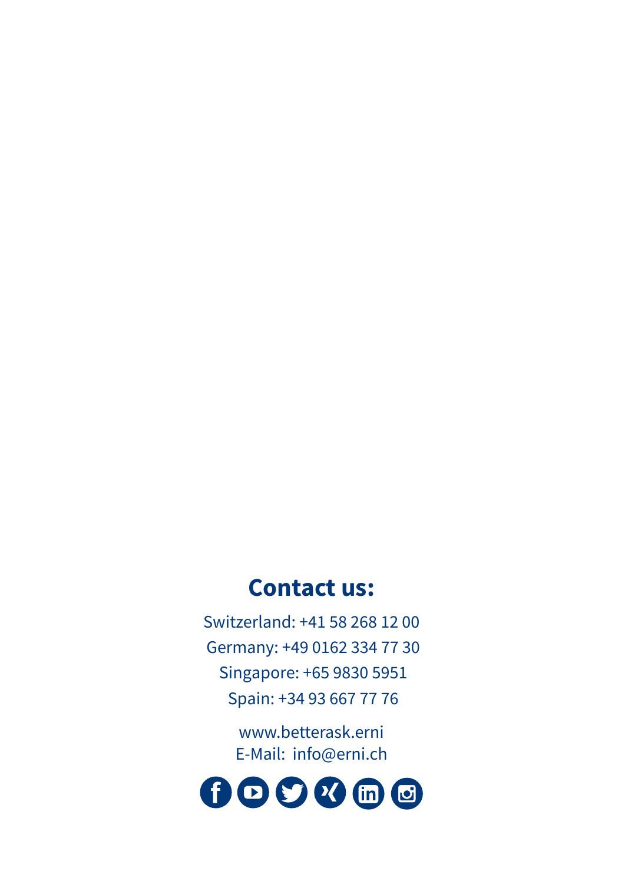## Contact us:

Switzerland: +41 58 268 12 00

Germany: +49 0162 334 77 30

Singapore: +65 9830 5951

Spain: +34 93 667 77 76

www.betterask.erni

E-Mail: info@erni.ch